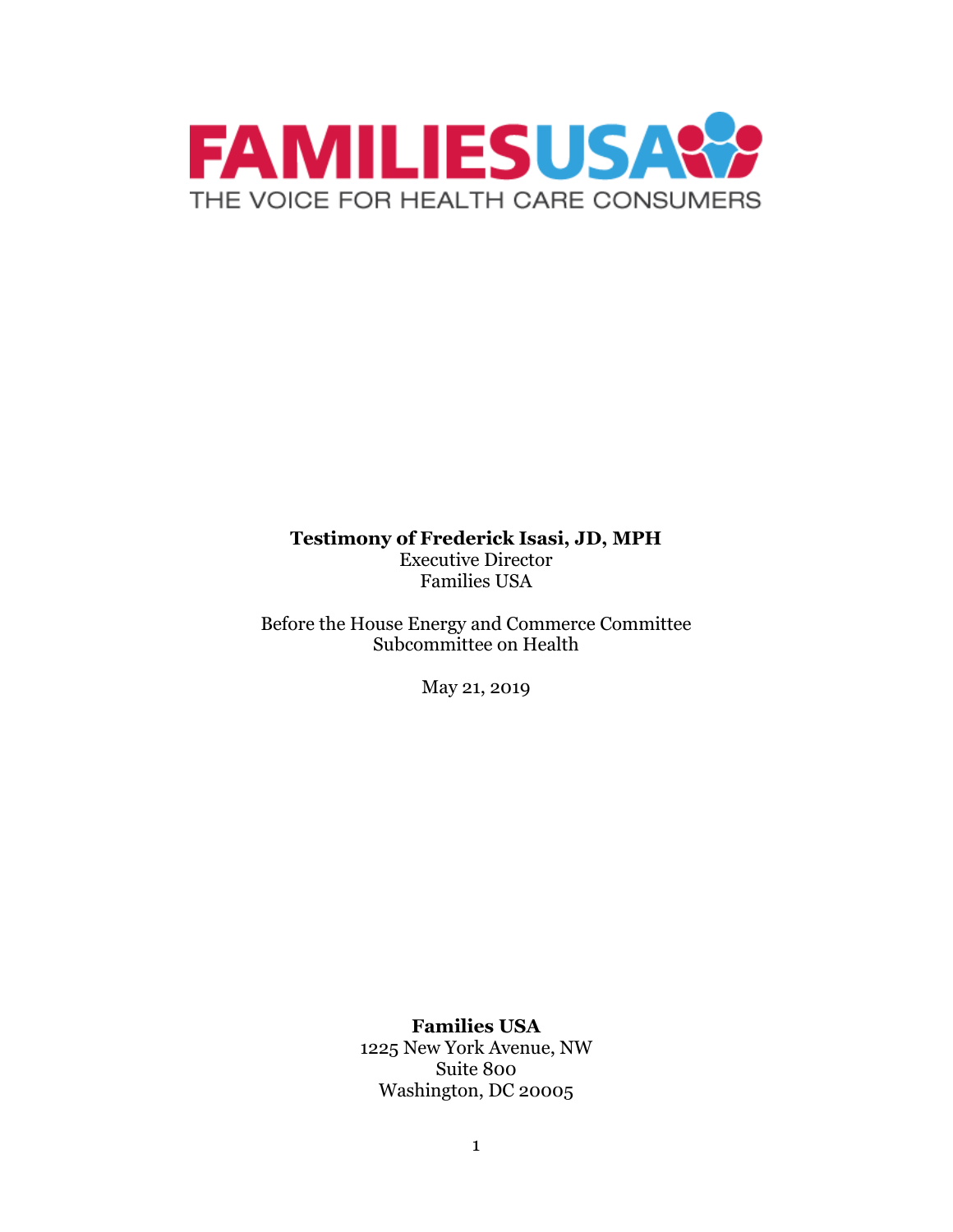FAMILIES USA

THE VOICE FOR HEALTH CARE CONSUMERS

**Testimony of Frederick Isasi, JD, MPH**
Executive Director
Families USA

Before the House Energy and Commerce Committee
Subcommittee on Health

May 21, 2019

**Families USA**
1225 New York Avenue, NW
Suite 800
Washington, DC 20005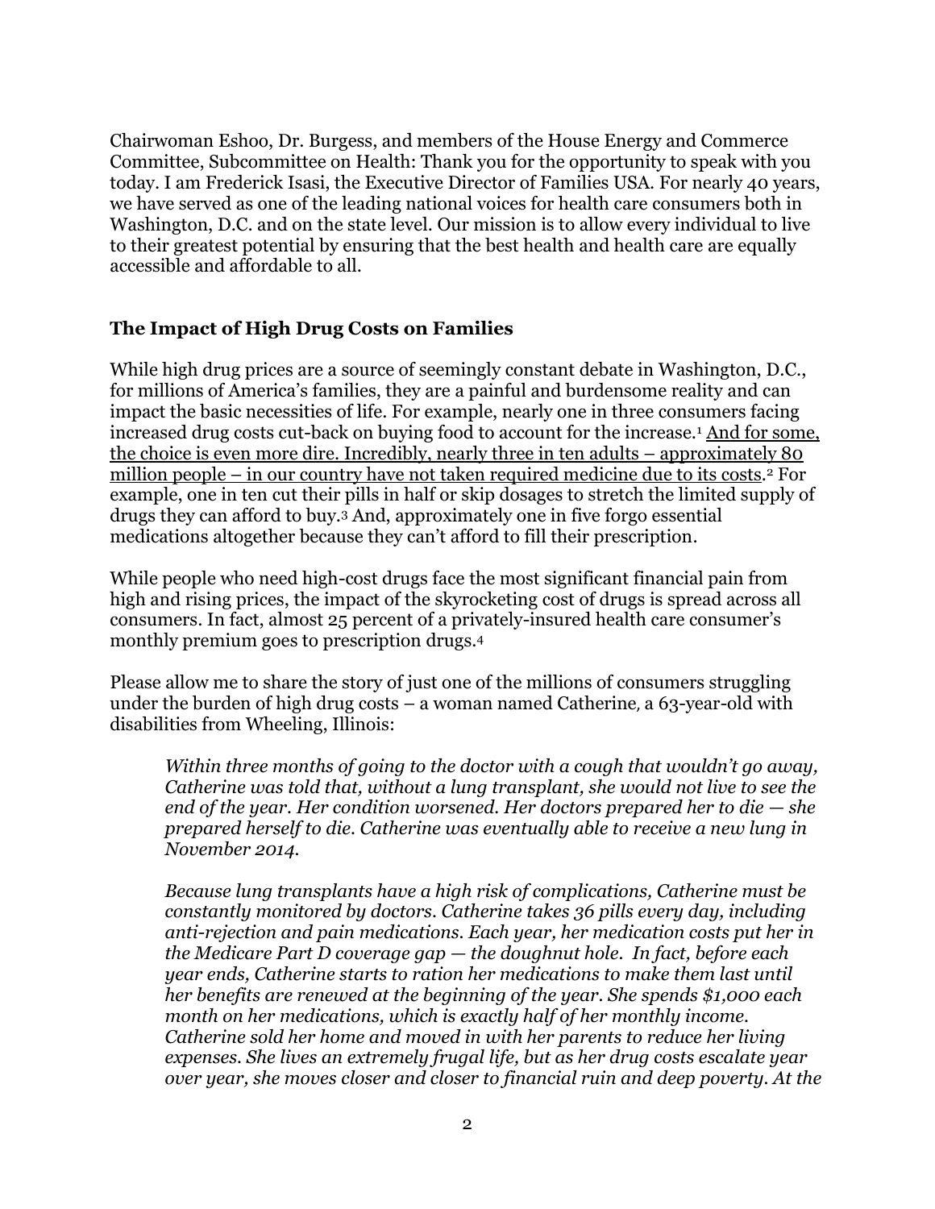Chairwoman Eshoo, Dr. Burgess, and members of the House Energy and Commerce Committee, Subcommittee on Health: Thank you for the opportunity to speak with you today. I am Frederick Isasi, the Executive Director of Families USA. For nearly 40 years, we have served as one of the leading national voices for health care consumers both in Washington, D.C. and on the state level. Our mission is to allow every individual to live to their greatest potential by ensuring that the best health and health care are equally accessible and affordable to all.

## The Impact of High Drug Costs on Families

While high drug prices are a source of seemingly constant debate in Washington, D.C., for millions of America's families, they are a painful and burdensome reality and can impact the basic necessities of life. For example, nearly one in three consumers facing increased drug costs cut-back on buying food to account for the increase.[1] <u>And for some, the choice is even more dire. Incredibly, nearly three in ten adults – approximately 80 million people – in our country have not taken required medicine due to its costs.</u>[2] For example, one in ten cut their pills in half or skip dosages to stretch the limited supply of drugs they can afford to buy.[3] And, approximately one in five forgo essential medications altogether because they can't afford to fill their prescription.

While people who need high-cost drugs face the most significant financial pain from high and rising prices, the impact of the skyrocketing cost of drugs is spread across all consumers. In fact, almost 25 percent of a privately-insured health care consumer's monthly premium goes to prescription drugs.[4]

Please allow me to share the story of just one of the millions of consumers struggling under the burden of high drug costs – a woman named Catherine, a 63-year-old with disabilities from Wheeling, Illinois:

> *Within three months of going to the doctor with a cough that wouldn't go away, Catherine was told that, without a lung transplant, she would not live to see the end of the year. Her condition worsened. Her doctors prepared her to die — she prepared herself to die. Catherine was eventually able to receive a new lung in November 2014.*
>
> *Because lung transplants have a high risk of complications, Catherine must be constantly monitored by doctors. Catherine takes 36 pills every day, including anti-rejection and pain medications. Each year, her medication costs put her in the Medicare Part D coverage gap — the doughnut hole. In fact, before each year ends, Catherine starts to ration her medications to make them last until her benefits are renewed at the beginning of the year. She spends $1,000 each month on her medications, which is exactly half of her monthly income. Catherine sold her home and moved in with her parents to reduce her living expenses. She lives an extremely frugal life, but as her drug costs escalate year over year, she moves closer and closer to financial ruin and deep poverty. At the*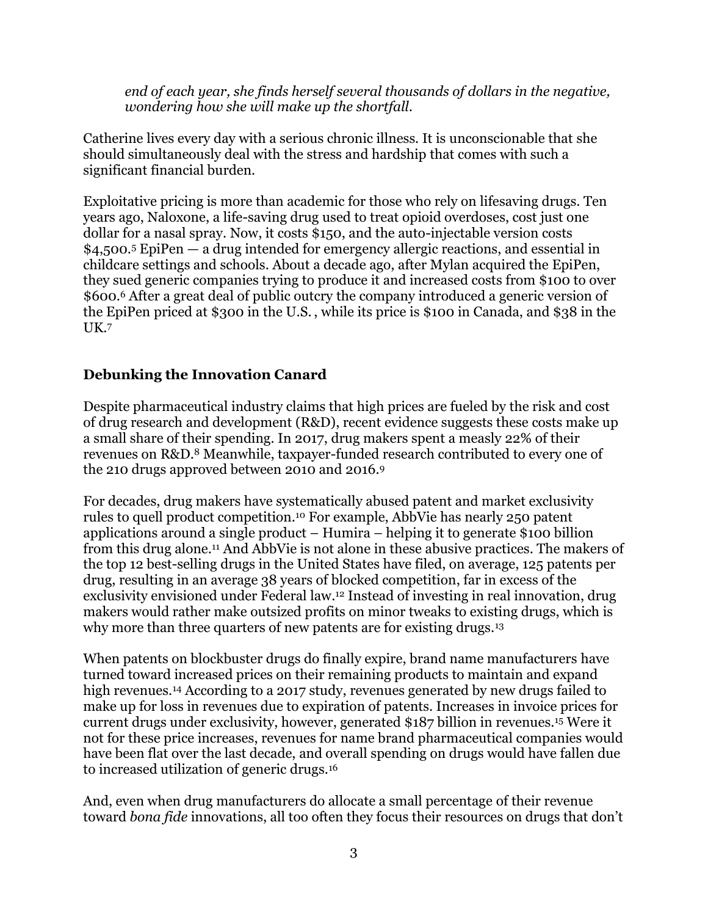*end of each year, she finds herself several thousands of dollars in the negative, wondering how she will make up the shortfall.*

Catherine lives every day with a serious chronic illness. It is unconscionable that she should simultaneously deal with the stress and hardship that comes with such a significant financial burden.

Exploitative pricing is more than academic for those who rely on lifesaving drugs. Ten years ago, Naloxone, a life-saving drug used to treat opioid overdoses, cost just one dollar for a nasal spray. Now, it costs $150, and the auto-injectable version costs $4,500.[5] EpiPen — a drug intended for emergency allergic reactions, and essential in childcare settings and schools. About a decade ago, after Mylan acquired the EpiPen, they sued generic companies trying to produce it and increased costs from $100 to over $600.[6] After a great deal of public outcry the company introduced a generic version of the EpiPen priced at $300 in the U.S. , while its price is $100 in Canada, and $38 in the UK.[7]

## Debunking the Innovation Canard

Despite pharmaceutical industry claims that high prices are fueled by the risk and cost of drug research and development (R&D), recent evidence suggests these costs make up a small share of their spending. In 2017, drug makers spent a measly 22% of their revenues on R&D.[8] Meanwhile, taxpayer-funded research contributed to every one of the 210 drugs approved between 2010 and 2016.[9]

For decades, drug makers have systematically abused patent and market exclusivity rules to quell product competition.[10] For example, AbbVie has nearly 250 patent applications around a single product – Humira – helping it to generate $100 billion from this drug alone.[11] And AbbVie is not alone in these abusive practices. The makers of the top 12 best-selling drugs in the United States have filed, on average, 125 patents per drug, resulting in an average 38 years of blocked competition, far in excess of the exclusivity envisioned under Federal law.[12] Instead of investing in real innovation, drug makers would rather make outsized profits on minor tweaks to existing drugs, which is why more than three quarters of new patents are for existing drugs.[13]

When patents on blockbuster drugs do finally expire, brand name manufacturers have turned toward increased prices on their remaining products to maintain and expand high revenues.[14] According to a 2017 study, revenues generated by new drugs failed to make up for loss in revenues due to expiration of patents. Increases in invoice prices for current drugs under exclusivity, however, generated $187 billion in revenues.[15] Were it not for these price increases, revenues for name brand pharmaceutical companies would have been flat over the last decade, and overall spending on drugs would have fallen due to increased utilization of generic drugs.[16]

And, even when drug manufacturers do allocate a small percentage of their revenue toward *bona fide* innovations, all too often they focus their resources on drugs that don't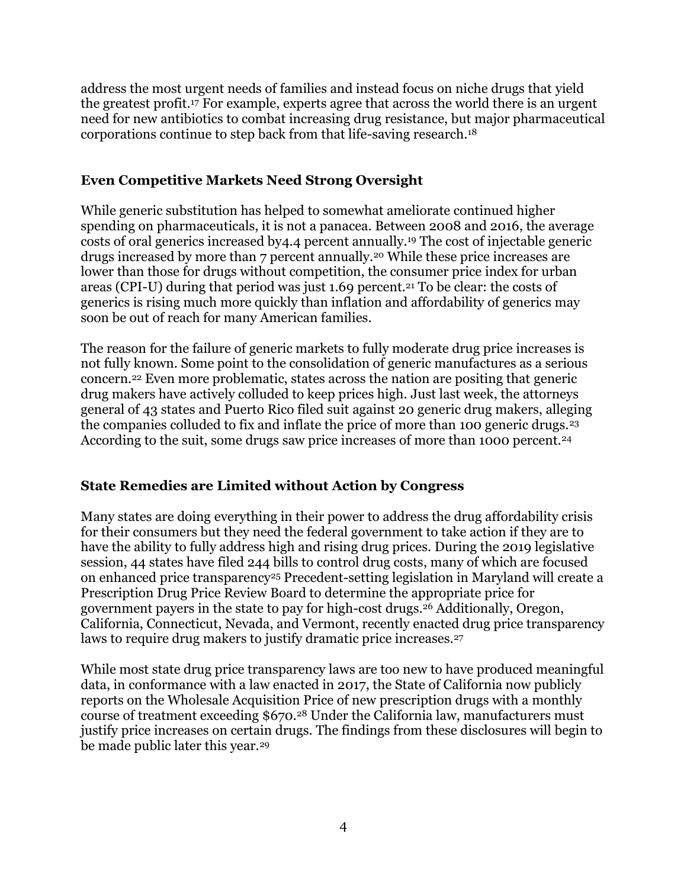address the most urgent needs of families and instead focus on niche drugs that yield the greatest profit.[17] For example, experts agree that across the world there is an urgent need for new antibiotics to combat increasing drug resistance, but major pharmaceutical corporations continue to step back from that life-saving research.[18]

### Even Competitive Markets Need Strong Oversight

While generic substitution has helped to somewhat ameliorate continued higher spending on pharmaceuticals, it is not a panacea. Between 2008 and 2016, the average costs of oral generics increased by4.4 percent annually.[19] The cost of injectable generic drugs increased by more than 7 percent annually.[20] While these price increases are lower than those for drugs without competition, the consumer price index for urban areas (CPI-U) during that period was just 1.69 percent.[21] To be clear: the costs of generics is rising much more quickly than inflation and affordability of generics may soon be out of reach for many American families.

The reason for the failure of generic markets to fully moderate drug price increases is not fully known. Some point to the consolidation of generic manufactures as a serious concern.[22] Even more problematic, states across the nation are positing that generic drug makers have actively colluded to keep prices high. Just last week, the attorneys general of 43 states and Puerto Rico filed suit against 20 generic drug makers, alleging the companies colluded to fix and inflate the price of more than 100 generic drugs.[23] According to the suit, some drugs saw price increases of more than 1000 percent.[24]

### State Remedies are Limited without Action by Congress

Many states are doing everything in their power to address the drug affordability crisis for their consumers but they need the federal government to take action if they are to have the ability to fully address high and rising drug prices. During the 2019 legislative session, 44 states have filed 244 bills to control drug costs, many of which are focused on enhanced price transparency[25] Precedent-setting legislation in Maryland will create a Prescription Drug Price Review Board to determine the appropriate price for government payers in the state to pay for high-cost drugs.[26] Additionally, Oregon, California, Connecticut, Nevada, and Vermont, recently enacted drug price transparency laws to require drug makers to justify dramatic price increases.[27]

While most state drug price transparency laws are too new to have produced meaningful data, in conformance with a law enacted in 2017, the State of California now publicly reports on the Wholesale Acquisition Price of new prescription drugs with a monthly course of treatment exceeding $670.[28] Under the California law, manufacturers must justify price increases on certain drugs. The findings from these disclosures will begin to be made public later this year.[29]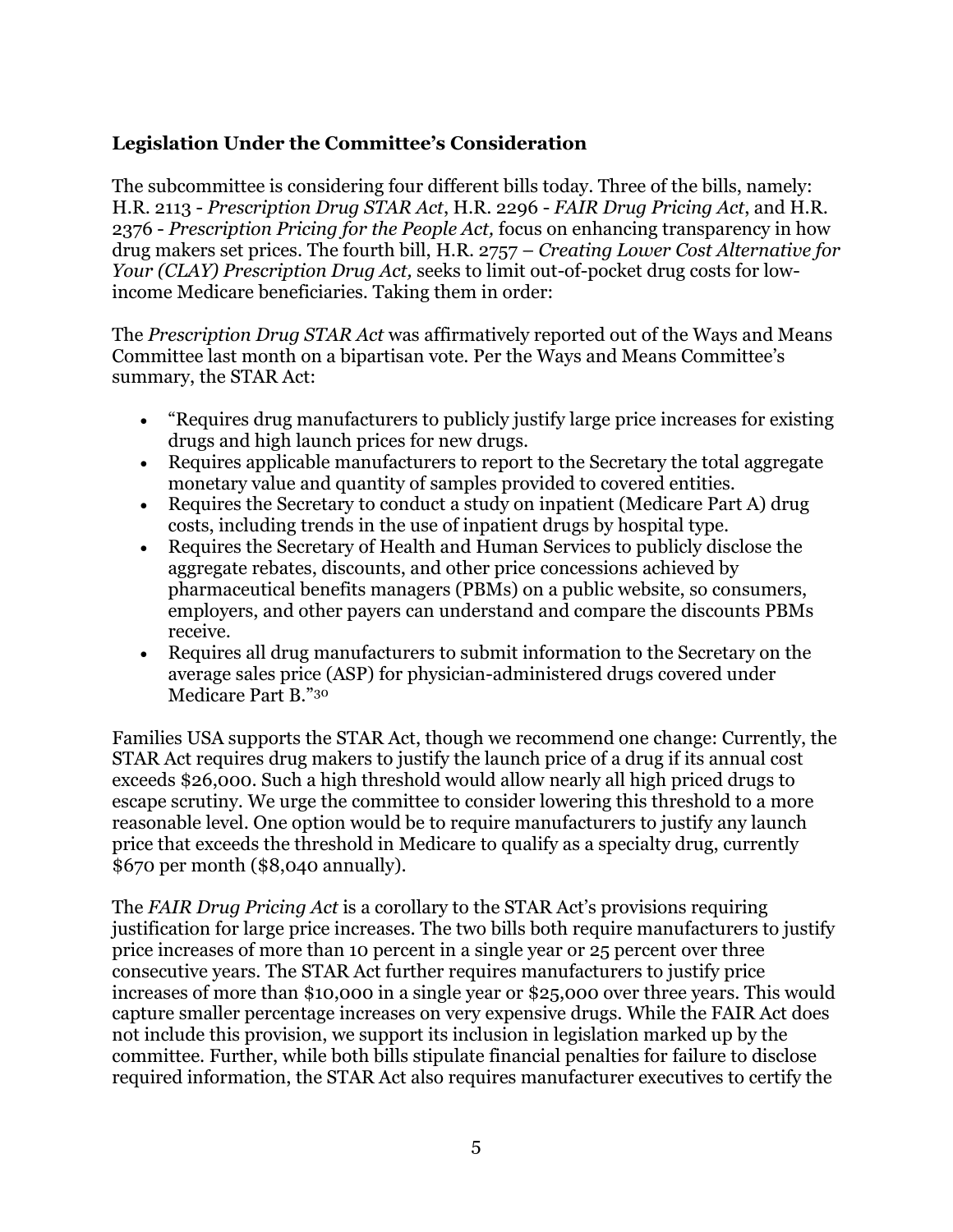### Legislation Under the Committee's Consideration

The subcommittee is considering four different bills today. Three of the bills, namely: H.R. 2113 - *Prescription Drug STAR Act*, H.R. 2296 - *FAIR Drug Pricing Act*, and H.R. 2376 - *Prescription Pricing for the People Act,* focus on enhancing transparency in how drug makers set prices. The fourth bill, H.R. 2757 – *Creating Lower Cost Alternative for Your (CLAY) Prescription Drug Act,* seeks to limit out-of-pocket drug costs for low-income Medicare beneficiaries. Taking them in order:

The *Prescription Drug STAR Act* was affirmatively reported out of the Ways and Means Committee last month on a bipartisan vote. Per the Ways and Means Committee's summary, the STAR Act:

- "Requires drug manufacturers to publicly justify large price increases for existing drugs and high launch prices for new drugs.
- Requires applicable manufacturers to report to the Secretary the total aggregate monetary value and quantity of samples provided to covered entities.
- Requires the Secretary to conduct a study on inpatient (Medicare Part A) drug costs, including trends in the use of inpatient drugs by hospital type.
- Requires the Secretary of Health and Human Services to publicly disclose the aggregate rebates, discounts, and other price concessions achieved by pharmaceutical benefits managers (PBMs) on a public website, so consumers, employers, and other payers can understand and compare the discounts PBMs receive.
- Requires all drug manufacturers to submit information to the Secretary on the average sales price (ASP) for physician-administered drugs covered under Medicare Part B."[30]

Families USA supports the STAR Act, though we recommend one change: Currently, the STAR Act requires drug makers to justify the launch price of a drug if its annual cost exceeds $26,000. Such a high threshold would allow nearly all high priced drugs to escape scrutiny. We urge the committee to consider lowering this threshold to a more reasonable level. One option would be to require manufacturers to justify any launch price that exceeds the threshold in Medicare to qualify as a specialty drug, currently $670 per month ($8,040 annually).

The *FAIR Drug Pricing Act* is a corollary to the STAR Act's provisions requiring justification for large price increases. The two bills both require manufacturers to justify price increases of more than 10 percent in a single year or 25 percent over three consecutive years. The STAR Act further requires manufacturers to justify price increases of more than $10,000 in a single year or $25,000 over three years. This would capture smaller percentage increases on very expensive drugs. While the FAIR Act does not include this provision, we support its inclusion in legislation marked up by the committee. Further, while both bills stipulate financial penalties for failure to disclose required information, the STAR Act also requires manufacturer executives to certify the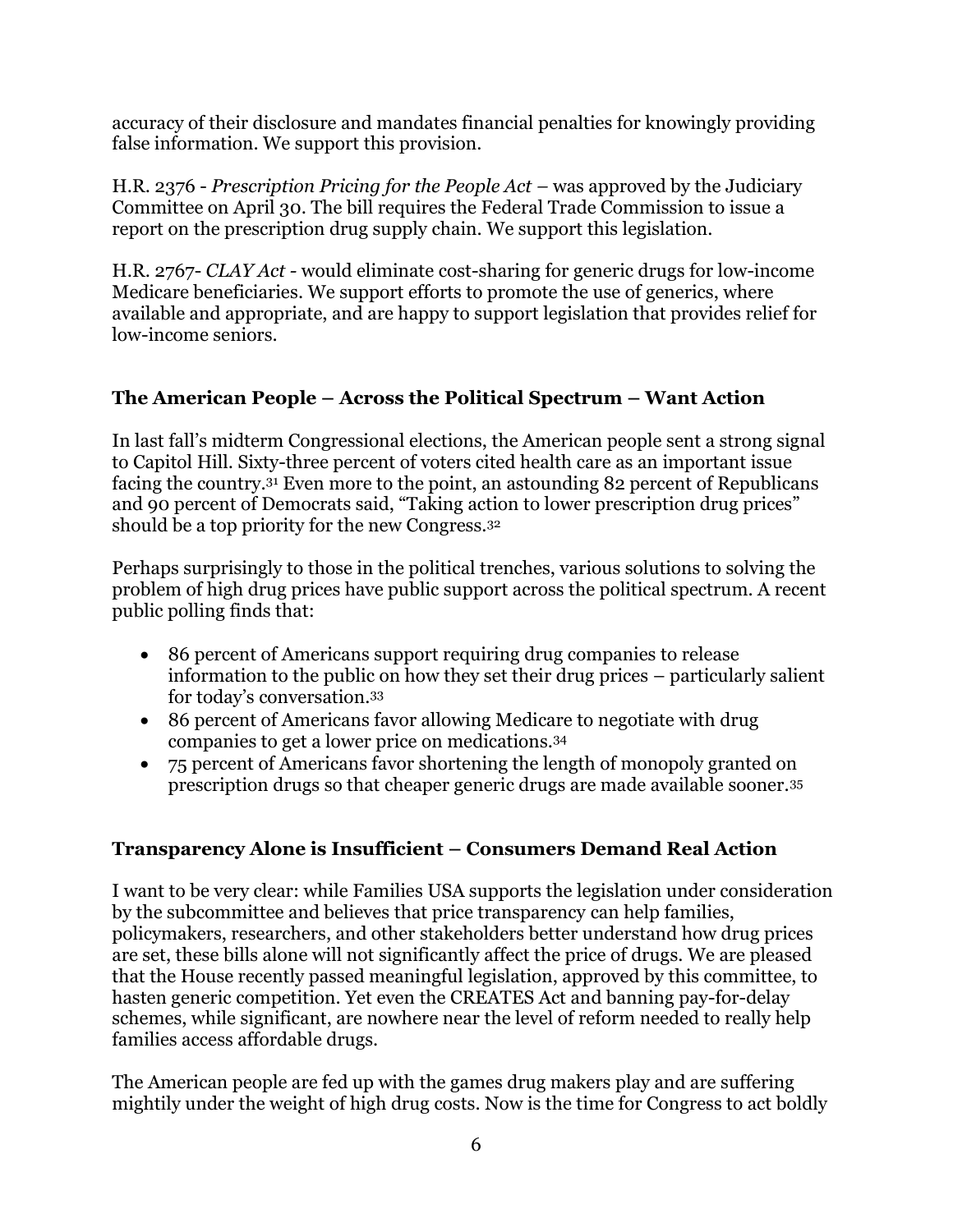accuracy of their disclosure and mandates financial penalties for knowingly providing false information. We support this provision.

H.R. 2376 - *Prescription Pricing for the People Act* – was approved by the Judiciary Committee on April 30. The bill requires the Federal Trade Commission to issue a report on the prescription drug supply chain. We support this legislation.

H.R. 2767- *CLAY Act* - would eliminate cost-sharing for generic drugs for low-income Medicare beneficiaries. We support efforts to promote the use of generics, where available and appropriate, and are happy to support legislation that provides relief for low-income seniors.

### The American People – Across the Political Spectrum – Want Action

In last fall's midterm Congressional elections, the American people sent a strong signal to Capitol Hill. Sixty-three percent of voters cited health care as an important issue facing the country.[31] Even more to the point, an astounding 82 percent of Republicans and 90 percent of Democrats said, "Taking action to lower prescription drug prices" should be a top priority for the new Congress.[32]

Perhaps surprisingly to those in the political trenches, various solutions to solving the problem of high drug prices have public support across the political spectrum. A recent public polling finds that:

- 86 percent of Americans support requiring drug companies to release information to the public on how they set their drug prices – particularly salient for today's conversation.[33]
- 86 percent of Americans favor allowing Medicare to negotiate with drug companies to get a lower price on medications.[34]
- 75 percent of Americans favor shortening the length of monopoly granted on prescription drugs so that cheaper generic drugs are made available sooner.[35]

### Transparency Alone is Insufficient – Consumers Demand Real Action

I want to be very clear: while Families USA supports the legislation under consideration by the subcommittee and believes that price transparency can help families, policymakers, researchers, and other stakeholders better understand how drug prices are set, these bills alone will not significantly affect the price of drugs. We are pleased that the House recently passed meaningful legislation, approved by this committee, to hasten generic competition. Yet even the CREATES Act and banning pay-for-delay schemes, while significant, are nowhere near the level of reform needed to really help families access affordable drugs.

The American people are fed up with the games drug makers play and are suffering mightily under the weight of high drug costs. Now is the time for Congress to act boldly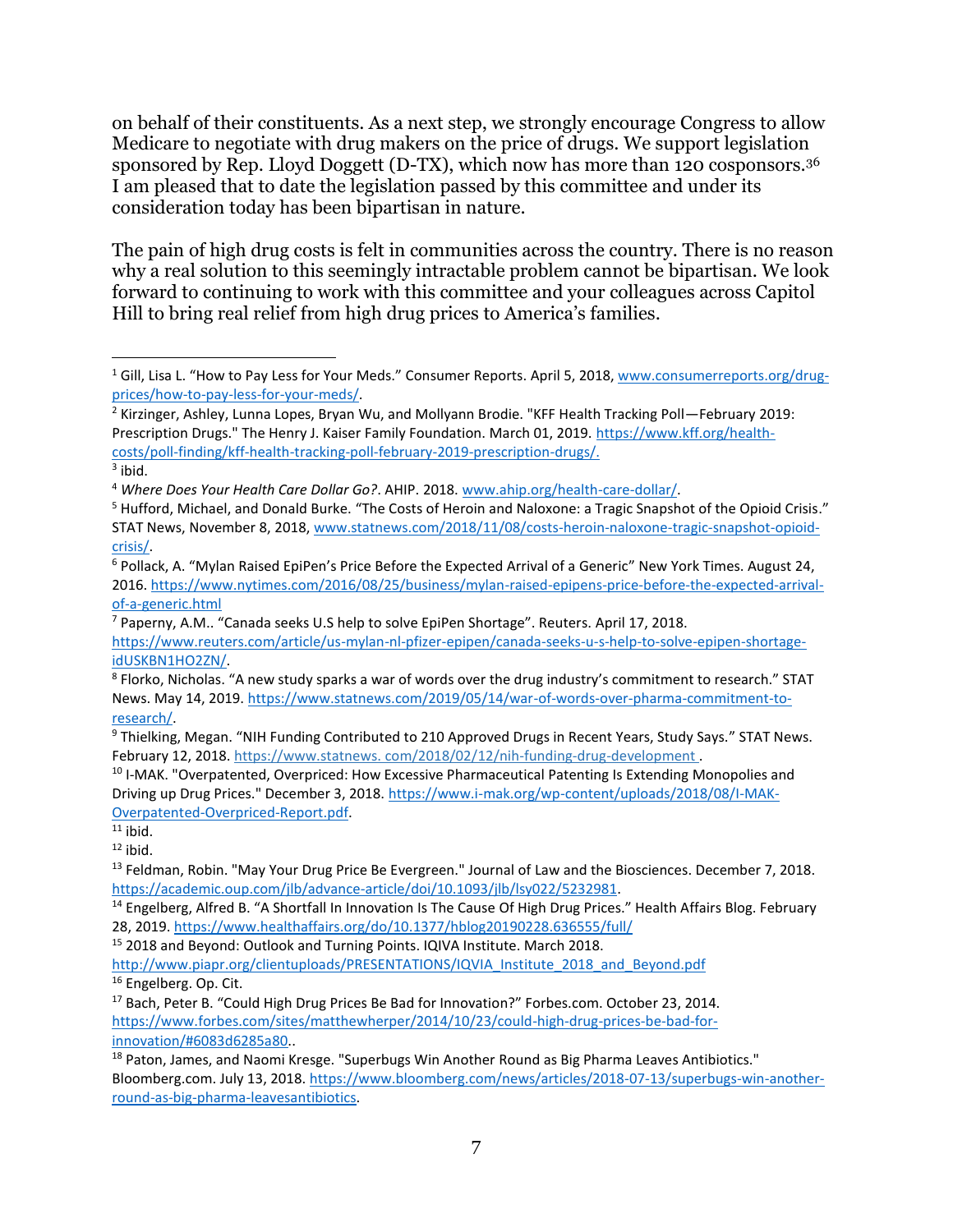on behalf of their constituents. As a next step, we strongly encourage Congress to allow Medicare to negotiate with drug makers on the price of drugs. We support legislation sponsored by Rep. Lloyd Doggett (D-TX), which now has more than 120 cosponsors.[36] I am pleased that to date the legislation passed by this committee and under its consideration today has been bipartisan in nature.

The pain of high drug costs is felt in communities across the country. There is no reason why a real solution to this seemingly intractable problem cannot be bipartisan. We look forward to continuing to work with this committee and your colleagues across Capitol Hill to bring real relief from high drug prices to America's families.

---

[1] Gill, Lisa L. "How to Pay Less for Your Meds." Consumer Reports. April 5, 2018, www.consumerreports.org/drug-prices/how-to-pay-less-for-your-meds/.

[2] Kirzinger, Ashley, Lunna Lopes, Bryan Wu, and Mollyann Brodie. "KFF Health Tracking Poll—February 2019: Prescription Drugs." The Henry J. Kaiser Family Foundation. March 01, 2019. https://www.kff.org/health-costs/poll-finding/kff-health-tracking-poll-february-2019-prescription-drugs/.

[3] ibid.

[4] *Where Does Your Health Care Dollar Go?*. AHIP. 2018. www.ahip.org/health-care-dollar/.

[5] Hufford, Michael, and Donald Burke. "The Costs of Heroin and Naloxone: a Tragic Snapshot of the Opioid Crisis." STAT News, November 8, 2018, www.statnews.com/2018/11/08/costs-heroin-naloxone-tragic-snapshot-opioid-crisis/.

[6] Pollack, A. "Mylan Raised EpiPen's Price Before the Expected Arrival of a Generic" New York Times. August 24, 2016. https://www.nytimes.com/2016/08/25/business/mylan-raised-epipens-price-before-the-expected-arrival-of-a-generic.html

[7] Paperny, A.M.. "Canada seeks U.S help to solve EpiPen Shortage". Reuters. April 17, 2018. https://www.reuters.com/article/us-mylan-nl-pfizer-epipen/canada-seeks-u-s-help-to-solve-epipen-shortage-idUSKBN1HO2ZN/.

[8] Florko, Nicholas. "A new study sparks a war of words over the drug industry's commitment to research." STAT News. May 14, 2019. https://www.statnews.com/2019/05/14/war-of-words-over-pharma-commitment-to-research/.

[9] Thielking, Megan. "NIH Funding Contributed to 210 Approved Drugs in Recent Years, Study Says." STAT News. February 12, 2018. https://www.statnews. com/2018/02/12/nih-funding-drug-development .

[10] I-MAK. "Overpatented, Overpriced: How Excessive Pharmaceutical Patenting Is Extending Monopolies and Driving up Drug Prices." December 3, 2018. https://www.i-mak.org/wp-content/uploads/2018/08/I-MAK-Overpatented-Overpriced-Report.pdf.

[11] ibid.

[12] ibid.

[13] Feldman, Robin. "May Your Drug Price Be Evergreen." Journal of Law and the Biosciences. December 7, 2018. https://academic.oup.com/jlb/advance-article/doi/10.1093/jlb/lsy022/5232981.

[14] Engelberg, Alfred B. "A Shortfall In Innovation Is The Cause Of High Drug Prices." Health Affairs Blog. February 28, 2019. https://www.healthaffairs.org/do/10.1377/hblog20190228.636555/full/

[15] 2018 and Beyond: Outlook and Turning Points. IQIVA Institute. March 2018. http://www.piapr.org/clientuploads/PRESENTATIONS/IQVIA_Institute_2018_and_Beyond.pdf

[16] Engelberg. Op. Cit.

[17] Bach, Peter B. "Could High Drug Prices Be Bad for Innovation?" Forbes.com. October 23, 2014. https://www.forbes.com/sites/matthewherper/2014/10/23/could-high-drug-prices-be-bad-for-innovation/#6083d6285a80..

[18] Paton, James, and Naomi Kresge. "Superbugs Win Another Round as Big Pharma Leaves Antibiotics." Bloomberg.com. July 13, 2018. https://www.bloomberg.com/news/articles/2018-07-13/superbugs-win-another-round-as-big-pharma-leavesantibiotics.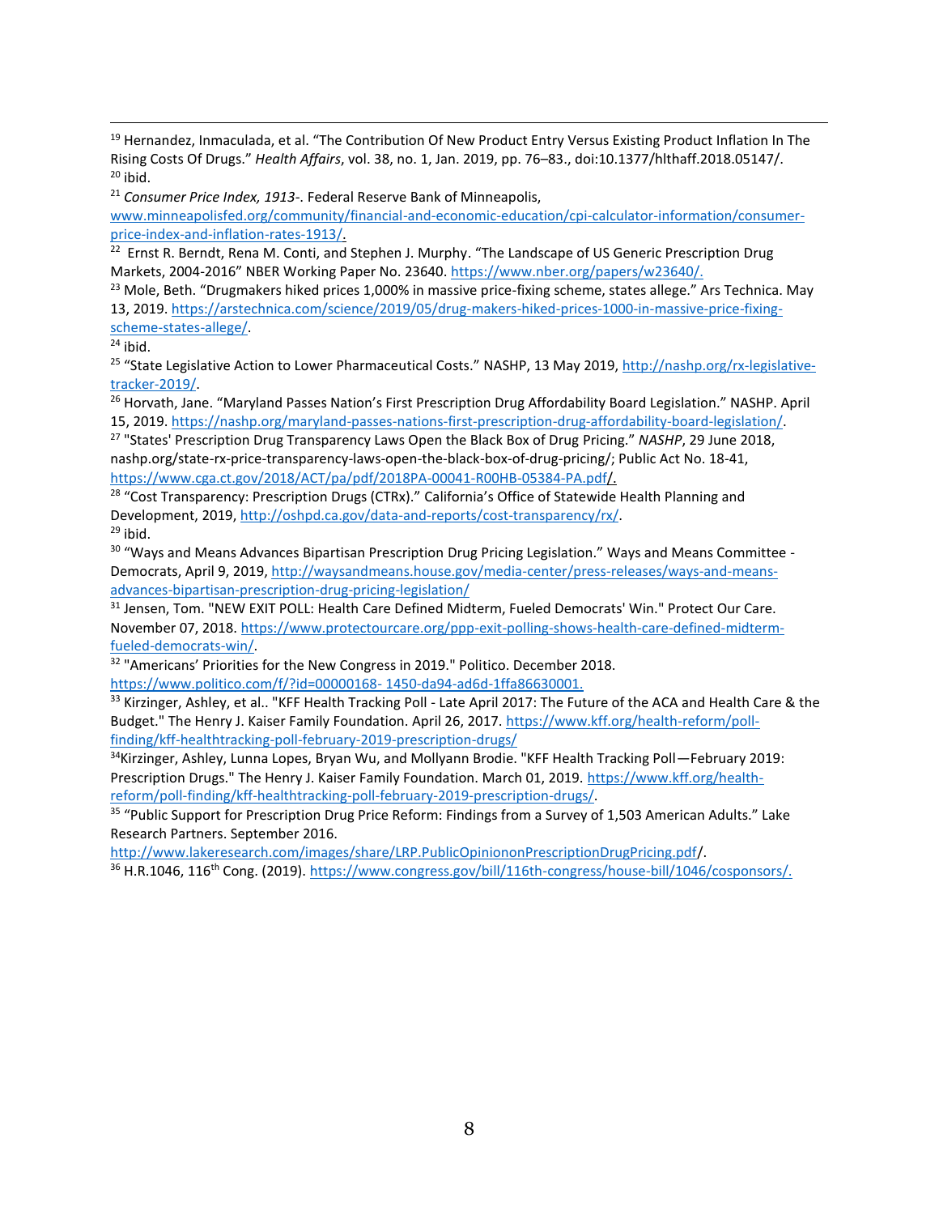[19] Hernandez, Inmaculada, et al. "The Contribution Of New Product Entry Versus Existing Product Inflation In The Rising Costs Of Drugs." *Health Affairs*, vol. 38, no. 1, Jan. 2019, pp. 76–83., doi:10.1377/hlthaff.2018.05147/.

[20] ibid.

[21] *Consumer Price Index, 1913-*. Federal Reserve Bank of Minneapolis, www.minneapolisfed.org/community/financial-and-economic-education/cpi-calculator-information/consumer-price-index-and-inflation-rates-1913/.

[22] Ernst R. Berndt, Rena M. Conti, and Stephen J. Murphy. "The Landscape of US Generic Prescription Drug Markets, 2004-2016" NBER Working Paper No. 23640. https://www.nber.org/papers/w23640/.

[23] Mole, Beth. "Drugmakers hiked prices 1,000% in massive price-fixing scheme, states allege." Ars Technica. May 13, 2019. https://arstechnica.com/science/2019/05/drug-makers-hiked-prices-1000-in-massive-price-fixing-scheme-states-allege/.

[24] ibid.

[25] "State Legislative Action to Lower Pharmaceutical Costs." NASHP, 13 May 2019, http://nashp.org/rx-legislative-tracker-2019/.

[26] Horvath, Jane. "Maryland Passes Nation's First Prescription Drug Affordability Board Legislation." NASHP. April 15, 2019. https://nashp.org/maryland-passes-nations-first-prescription-drug-affordability-board-legislation/.

[27] "States' Prescription Drug Transparency Laws Open the Black Box of Drug Pricing." *NASHP*, 29 June 2018, nashp.org/state-rx-price-transparency-laws-open-the-black-box-of-drug-pricing/; Public Act No. 18-41, https://www.cga.ct.gov/2018/ACT/pa/pdf/2018PA-00041-R00HB-05384-PA.pdf/.

[28] "Cost Transparency: Prescription Drugs (CTRx)." California's Office of Statewide Health Planning and Development, 2019, http://oshpd.ca.gov/data-and-reports/cost-transparency/rx/.

[29] ibid.

[30] "Ways and Means Advances Bipartisan Prescription Drug Pricing Legislation." Ways and Means Committee - Democrats, April 9, 2019, http://waysandmeans.house.gov/media-center/press-releases/ways-and-means-advances-bipartisan-prescription-drug-pricing-legislation/

[31] Jensen, Tom. "NEW EXIT POLL: Health Care Defined Midterm, Fueled Democrats' Win." Protect Our Care. November 07, 2018. https://www.protectourcare.org/ppp-exit-polling-shows-health-care-defined-midterm-fueled-democrats-win/.

[32] "Americans' Priorities for the New Congress in 2019." Politico. December 2018. https://www.politico.com/f/?id=00000168- 1450-da94-ad6d-1ffa86630001.

[33] Kirzinger, Ashley, et al.. "KFF Health Tracking Poll - Late April 2017: The Future of the ACA and Health Care & the Budget." The Henry J. Kaiser Family Foundation. April 26, 2017. https://www.kff.org/health-reform/poll-finding/kff-healthtracking-poll-february-2019-prescription-drugs/

[34] Kirzinger, Ashley, Lunna Lopes, Bryan Wu, and Mollyann Brodie. "KFF Health Tracking Poll—February 2019: Prescription Drugs." The Henry J. Kaiser Family Foundation. March 01, 2019. https://www.kff.org/health-reform/poll-finding/kff-healthtracking-poll-february-2019-prescription-drugs/.

[35] "Public Support for Prescription Drug Price Reform: Findings from a Survey of 1,503 American Adults." Lake Research Partners. September 2016. http://www.lakeresearch.com/images/share/LRP.PublicOpiniononPrescriptionDrugPricing.pdf/.

[36] H.R.1046, 116th Cong. (2019). https://www.congress.gov/bill/116th-congress/house-bill/1046/cosponsors/.